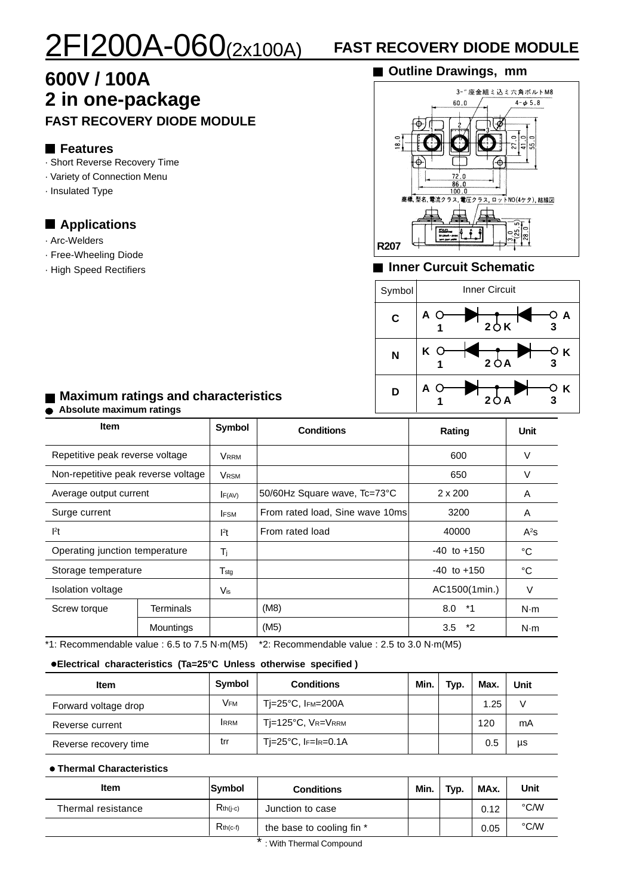# 2FI200A-060(2x100A) FAST RECOVERY DIODE MODULE

## 600V / 100A
## 2 in one-package
### FAST RECOVERY DIODE MODULE

## Features

- Short Reverse Recovery Time
- Variety of Connection Menu
- Insulated Type

## Applications

- Arc-Welders
- Free-Wheeling Diode
- High Speed Rectifiers

## Outline Drawings, mm

3-"座金組ミ込ミ六角ボルトM8
60.0
4-φ5.8
18.0
27.0
41.0
55.0
72.0
86.0
100.0
商標, 型名, 電流クラス, 電圧クラス, ロットNO(4ケタ), 結線図
3.0
(25.5)
28.0
R207

## Inner Curcuit Schematic

| Symbol | Inner Circuit |
|---|---|
| C | A 1 — 2 K — A 3 |
| N | K 1 — 2 A — K 3 |
| D | A 1 — 2 A — K 3 |

## Maximum ratings and characteristics

● **Absolute maximum ratings**

| Item | | Symbol | Conditions | Rating | Unit |
|---|---|---|---|---|---|
| Repetitive peak reverse voltage | | $V_{RRM}$ | | 600 | V |
| Non-repetitive peak reverse voltage | | $V_{RSM}$ | | 650 | V |
| Average output current | | $I_{F(AV)}$ | 50/60Hz Square wave, Tc=73°C | 2 x 200 | A |
| Surge current | | $I_{FSM}$ | From rated load, Sine wave 10ms | 3200 | A |
| $I^2t$ | | $I^2t$ | From rated load | 40000 | $A^2s$ |
| Operating junction temperature | | $T_j$ | | -40 to +150 | °C |
| Storage temperature | | $T_{stg}$ | | -40 to +150 | °C |
| Isolation voltage | | $V_{is}$ | | AC1500(1min.) | V |
| Screw torque | Terminals | | (M8) | 8.0 *1 | N·m |
| | Mountings | | (M5) | 3.5 *2 | N·m |

*1: Recommendable value : 6.5 to 7.5 N·m(M5) *2: Recommendable value : 2.5 to 3.0 N·m(M5)

● **Electrical characteristics (Ta=25°C Unless otherwise specified )**

| Item | Symbol | Conditions | Min. | Typ. | Max. | Unit |
|---|---|---|---|---|---|---|
| Forward voltage drop | $V_{FM}$ | Tj=25°C, $I_{FM}$=200A | | | 1.25 | V |
| Reverse current | $I_{RRM}$ | Tj=125°C, $V_R$=$V_{RRM}$ | | | 120 | mA |
| Reverse recovery time | trr | Tj=25°C, $I_F$=$I_R$=0.1A | | | 0.5 | µs |

● **Thermal Characteristics**

| Item | Symbol | Conditions | Min. | Typ. | MAx. | Unit |
|---|---|---|---|---|---|---|
| Thermal resistance | $R_{th(j-c)}$ | Junction to case | | | 0.12 | °C/W |
| | $R_{th(c-f)}$ | the base to cooling fin * | | | 0.05 | °C/W |

* : With Thermal Compound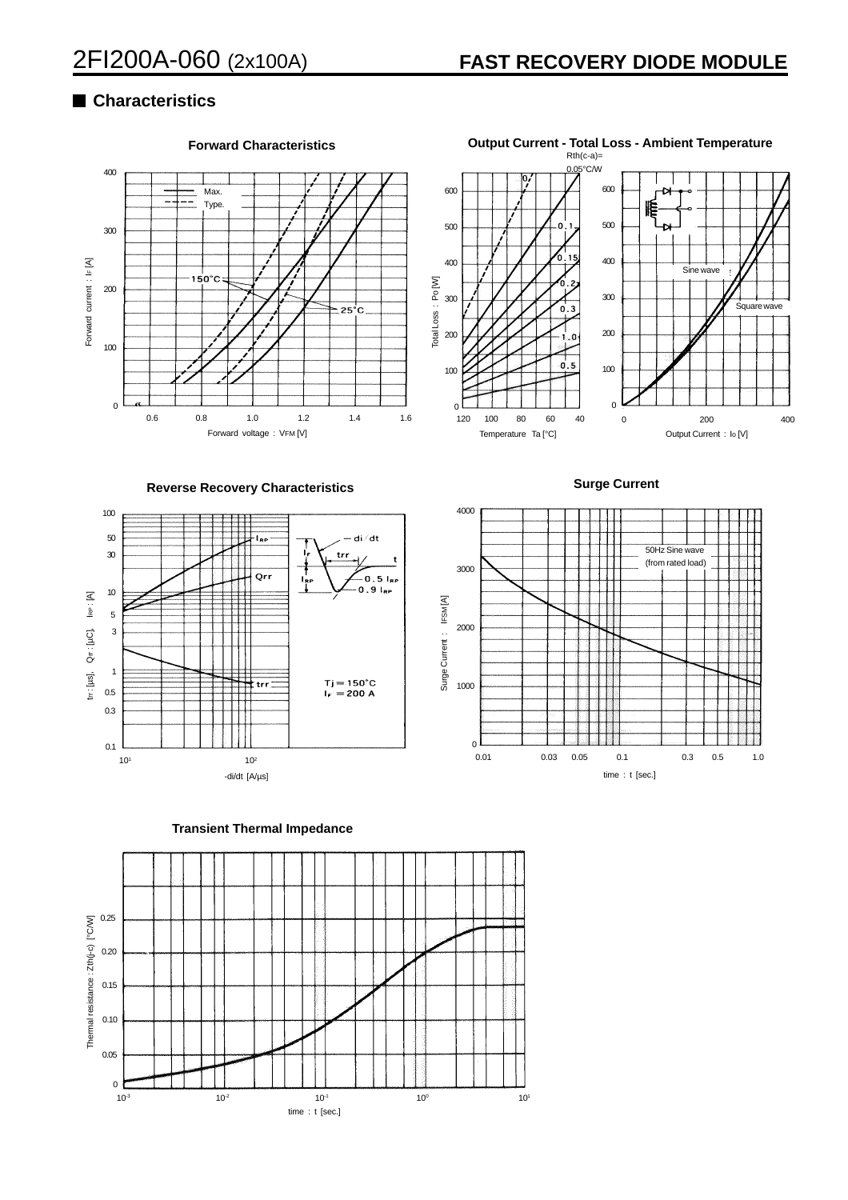## Characteristics

**Forward Characteristics**

Max.
Type.
150°C
25°C
Forward current : IF [A]
0
100
200
300
400
0.6
0.8
1.0
1.2
1.4
1.6
Forward voltage : VFM [V]

**Output Current - Total Loss - Ambient Temperature**

Rth(c-a)=
0.05°C/W
0.1
0.15
0.2
0.3
1.0
0.5
Total Loss : Po [W]
0
100
200
300
400
500
600
120
100
80
60
40
Temperature Ta [°C]
Sine wave
Square wave
0
200
400
Output Current : Io [V]

**Reverse Recovery Characteristics**

IRP
Qrr
trr
− di/dt
IF
trr
t
IRP
0.5 IRP
0.9 IRP
Tj = 150°C
IF = 200 A
trr : [µs], Qrr : [µC], IRP : [A]
0.1
0.3
0.5
1
3
5
10
30
50
100
$10^1$
$10^2$
-di/dt [A/µs]

**Surge Current**

50Hz Sine wave
(from rated load)
Surge Current : IFSM [A]
0
1000
2000
3000
4000
0.01
0.03
0.05
0.1
0.3
0.5
1.0
time : t [sec.]

**Transient Thermal Impedance**

Thermal resistance : Zth(j-c) [°C/W]
0
0.05
0.10
0.15
0.20
0.25
$10^{-3}$
$10^{-2}$
$10^{-1}$
$10^0$
$10^1$
time : t [sec.]